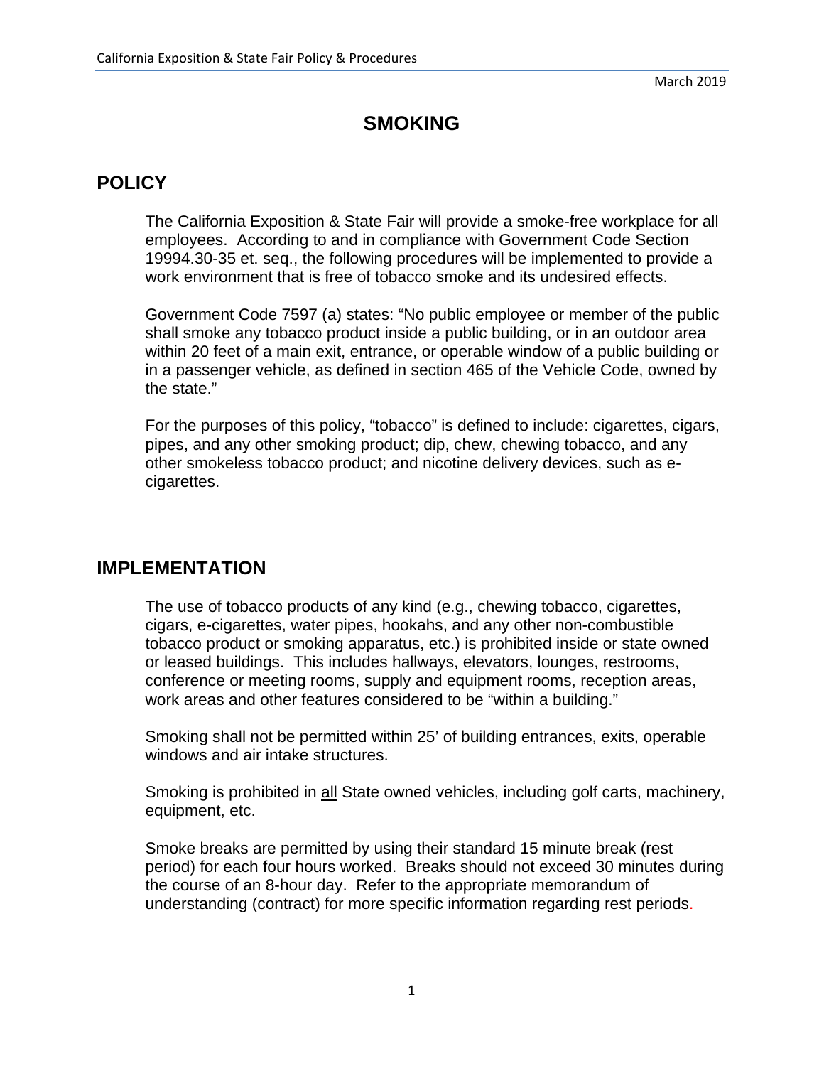March 2019

# SMOKING

## POLICY

The California Exposition & State Fair will provide a smoke-free workplace for all employees. According to and in compliance with Government Code Section 19994.30-35 et. seq., the following procedures will be implemented to provide a work environment that is free of tobacco smoke and its undesired effects.

Government Code 7597 (a) states: "No public employee or member of the public shall smoke any tobacco product inside a public building, or in an outdoor area within 20 feet of a main exit, entrance, or operable window of a public building or in a passenger vehicle, as defined in section 465 of the Vehicle Code, owned by the state."

For the purposes of this policy, "tobacco" is defined to include: cigarettes, cigars, pipes, and any other smoking product; dip, chew, chewing tobacco, and any other smokeless tobacco product; and nicotine delivery devices, such as e-cigarettes.

## IMPLEMENTATION

The use of tobacco products of any kind (e.g., chewing tobacco, cigarettes, cigars, e-cigarettes, water pipes, hookahs, and any other non-combustible tobacco product or smoking apparatus, etc.) is prohibited inside or state owned or leased buildings. This includes hallways, elevators, lounges, restrooms, conference or meeting rooms, supply and equipment rooms, reception areas, work areas and other features considered to be "within a building."

Smoking shall not be permitted within 25' of building entrances, exits, operable windows and air intake structures.

Smoking is prohibited in all State owned vehicles, including golf carts, machinery, equipment, etc.

Smoke breaks are permitted by using their standard 15 minute break (rest period) for each four hours worked. Breaks should not exceed 30 minutes during the course of an 8-hour day. Refer to the appropriate memorandum of understanding (contract) for more specific information regarding rest periods.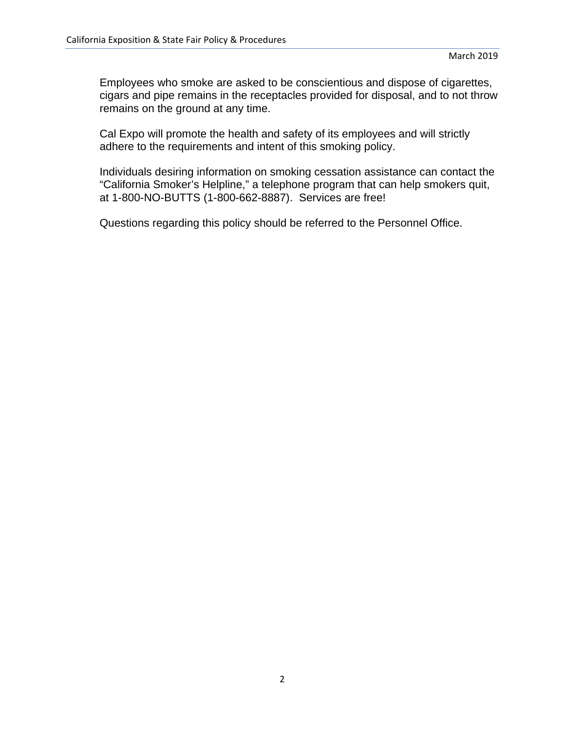Employees who smoke are asked to be conscientious and dispose of cigarettes, cigars and pipe remains in the receptacles provided for disposal, and to not throw remains on the ground at any time.

Cal Expo will promote the health and safety of its employees and will strictly adhere to the requirements and intent of this smoking policy.

Individuals desiring information on smoking cessation assistance can contact the "California Smoker's Helpline," a telephone program that can help smokers quit, at 1-800-NO-BUTTS (1-800-662-8887). Services are free!

Questions regarding this policy should be referred to the Personnel Office.